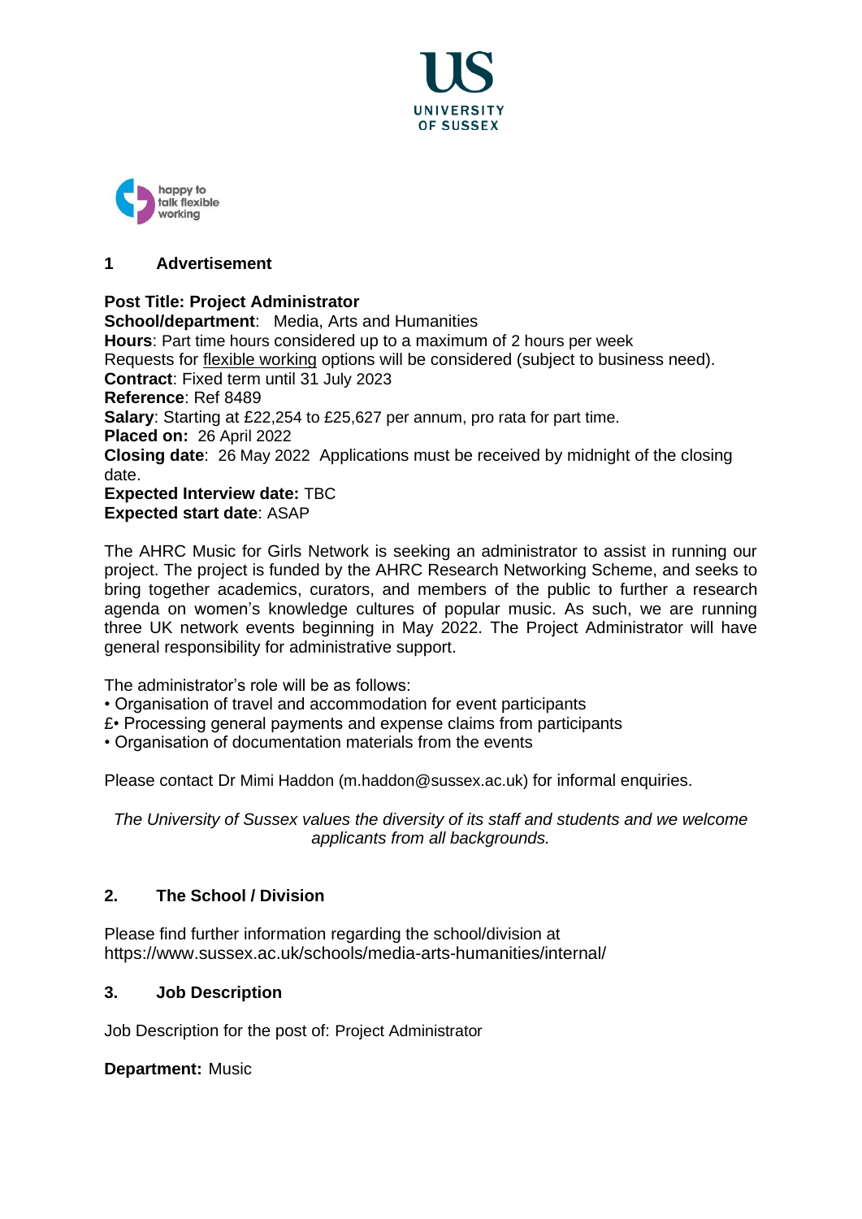UNIVERSITY OF SUSSEX

happy to talk flexible working

## 1 Advertisement

**Post Title: Project Administrator**
**School/department**: Media, Arts and Humanities
**Hours**: Part time hours considered up to a maximum of 2 hours per week
Requests for flexible working options will be considered (subject to business need).
**Contract**: Fixed term until 31 July 2023
**Reference**: Ref 8489
**Salary**: Starting at £22,254 to £25,627 per annum, pro rata for part time.
**Placed on:** 26 April 2022
**Closing date**: 26 May 2022 Applications must be received by midnight of the closing date.
**Expected Interview date:** TBC
**Expected start date**: ASAP

The AHRC Music for Girls Network is seeking an administrator to assist in running our project. The project is funded by the AHRC Research Networking Scheme, and seeks to bring together academics, curators, and members of the public to further a research agenda on women's knowledge cultures of popular music. As such, we are running three UK network events beginning in May 2022. The Project Administrator will have general responsibility for administrative support.

The administrator's role will be as follows:
- Organisation of travel and accommodation for event participants

£• Processing general payments and expense claims from participants
- Organisation of documentation materials from the events

Please contact Dr Mimi Haddon (m.haddon@sussex.ac.uk) for informal enquiries.

*The University of Sussex values the diversity of its staff and students and we welcome applicants from all backgrounds.*

## 2. The School / Division

Please find further information regarding the school/division at https://www.sussex.ac.uk/schools/media-arts-humanities/internal/

## 3. Job Description

Job Description for the post of: Project Administrator

**Department:** Music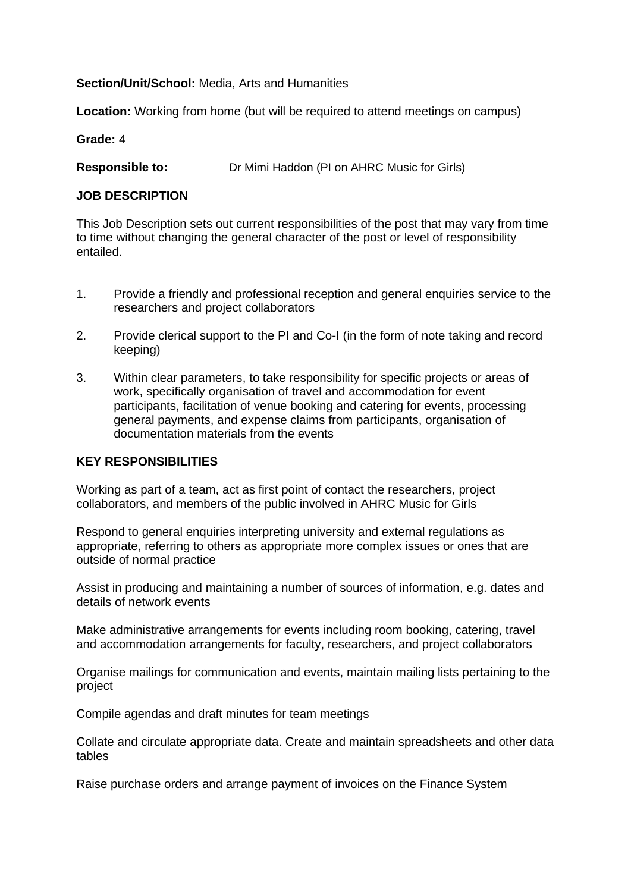**Section/Unit/School:** Media, Arts and Humanities

**Location:** Working from home (but will be required to attend meetings on campus)

**Grade:** 4

**Responsible to:** Dr Mimi Haddon (PI on AHRC Music for Girls)

**JOB DESCRIPTION**

This Job Description sets out current responsibilities of the post that may vary from time to time without changing the general character of the post or level of responsibility entailed.

1. Provide a friendly and professional reception and general enquiries service to the researchers and project collaborators

2. Provide clerical support to the PI and Co-I (in the form of note taking and record keeping)

3. Within clear parameters, to take responsibility for specific projects or areas of work, specifically organisation of travel and accommodation for event participants, facilitation of venue booking and catering for events, processing general payments, and expense claims from participants, organisation of documentation materials from the events

**KEY RESPONSIBILITIES**

Working as part of a team, act as first point of contact the researchers, project collaborators, and members of the public involved in AHRC Music for Girls

Respond to general enquiries interpreting university and external regulations as appropriate, referring to others as appropriate more complex issues or ones that are outside of normal practice

Assist in producing and maintaining a number of sources of information, e.g. dates and details of network events

Make administrative arrangements for events including room booking, catering, travel and accommodation arrangements for faculty, researchers, and project collaborators

Organise mailings for communication and events, maintain mailing lists pertaining to the project

Compile agendas and draft minutes for team meetings

Collate and circulate appropriate data. Create and maintain spreadsheets and other data tables

Raise purchase orders and arrange payment of invoices on the Finance System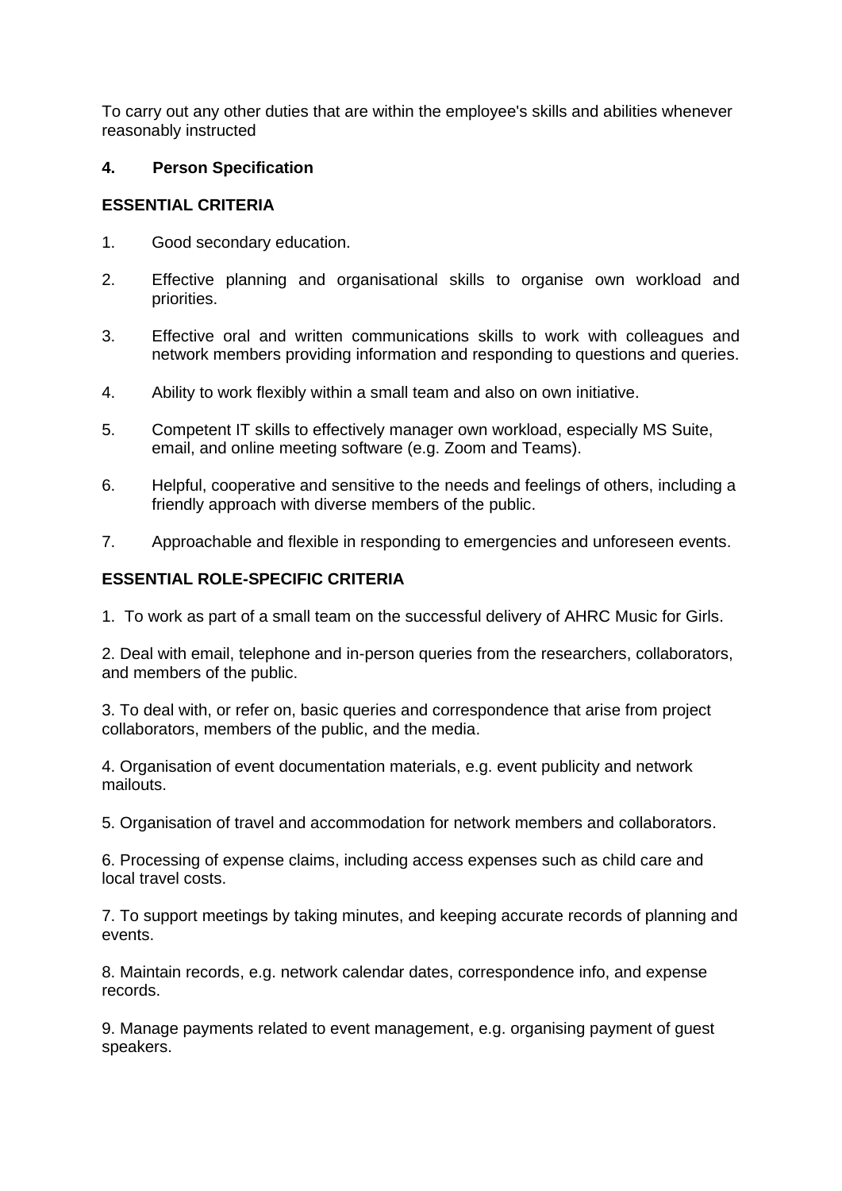To carry out any other duties that are within the employee's skills and abilities whenever reasonably instructed

## 4. Person Specification

### ESSENTIAL CRITERIA

1. Good secondary education.

2. Effective planning and organisational skills to organise own workload and priorities.

3. Effective oral and written communications skills to work with colleagues and network members providing information and responding to questions and queries.

4. Ability to work flexibly within a small team and also on own initiative.

5. Competent IT skills to effectively manager own workload, especially MS Suite, email, and online meeting software (e.g. Zoom and Teams).

6. Helpful, cooperative and sensitive to the needs and feelings of others, including a friendly approach with diverse members of the public.

7. Approachable and flexible in responding to emergencies and unforeseen events.

### ESSENTIAL ROLE-SPECIFIC CRITERIA

1. To work as part of a small team on the successful delivery of AHRC Music for Girls.

2. Deal with email, telephone and in-person queries from the researchers, collaborators, and members of the public.

3. To deal with, or refer on, basic queries and correspondence that arise from project collaborators, members of the public, and the media.

4. Organisation of event documentation materials, e.g. event publicity and network mailouts.

5. Organisation of travel and accommodation for network members and collaborators.

6. Processing of expense claims, including access expenses such as child care and local travel costs.

7. To support meetings by taking minutes, and keeping accurate records of planning and events.

8. Maintain records, e.g. network calendar dates, correspondence info, and expense records.

9. Manage payments related to event management, e.g. organising payment of guest speakers.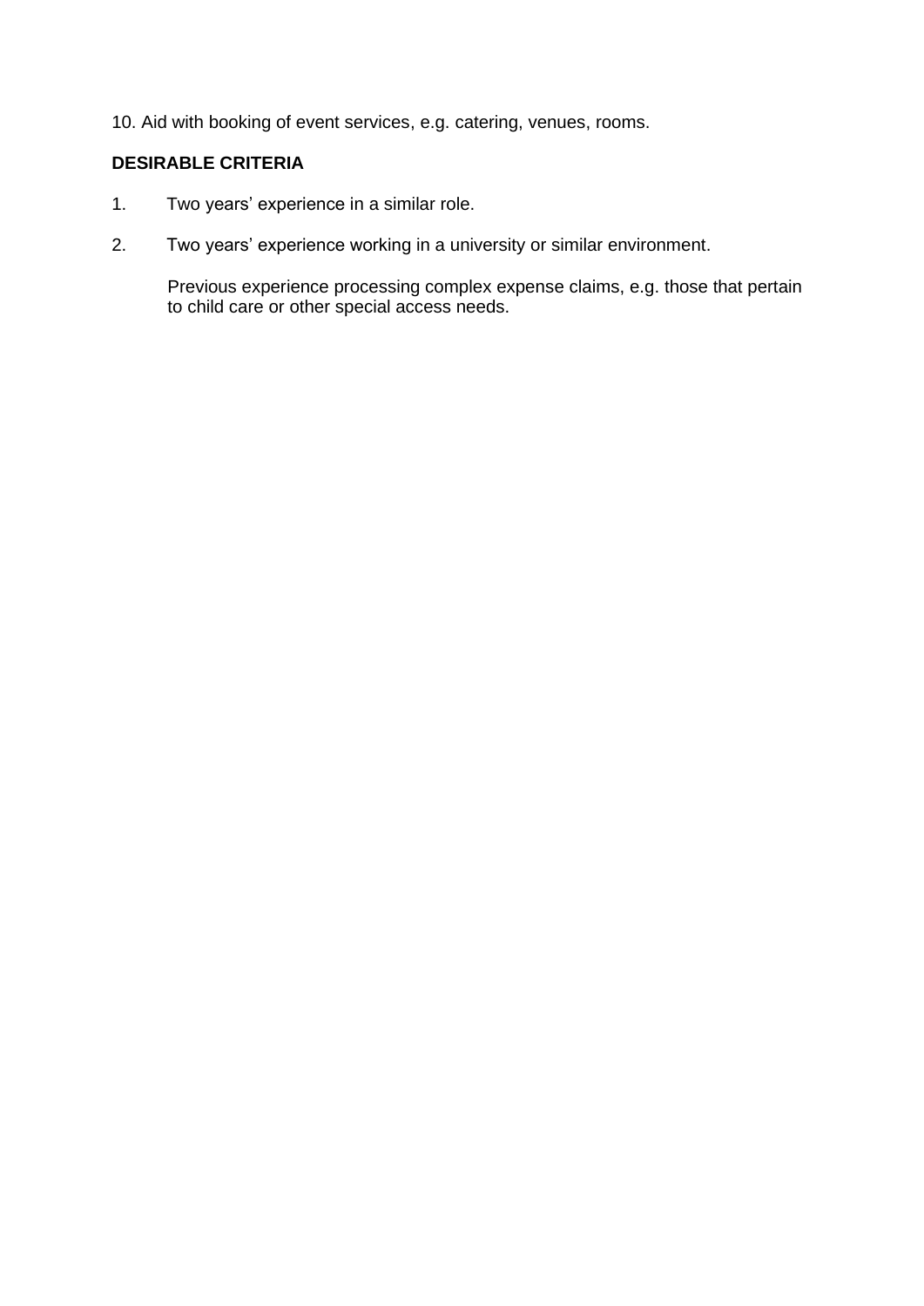10. Aid with booking of event services, e.g. catering, venues, rooms.

**DESIRABLE CRITERIA**

1. Two years' experience in a similar role.

2. Two years' experience working in a university or similar environment.

   Previous experience processing complex expense claims, e.g. those that pertain to child care or other special access needs.